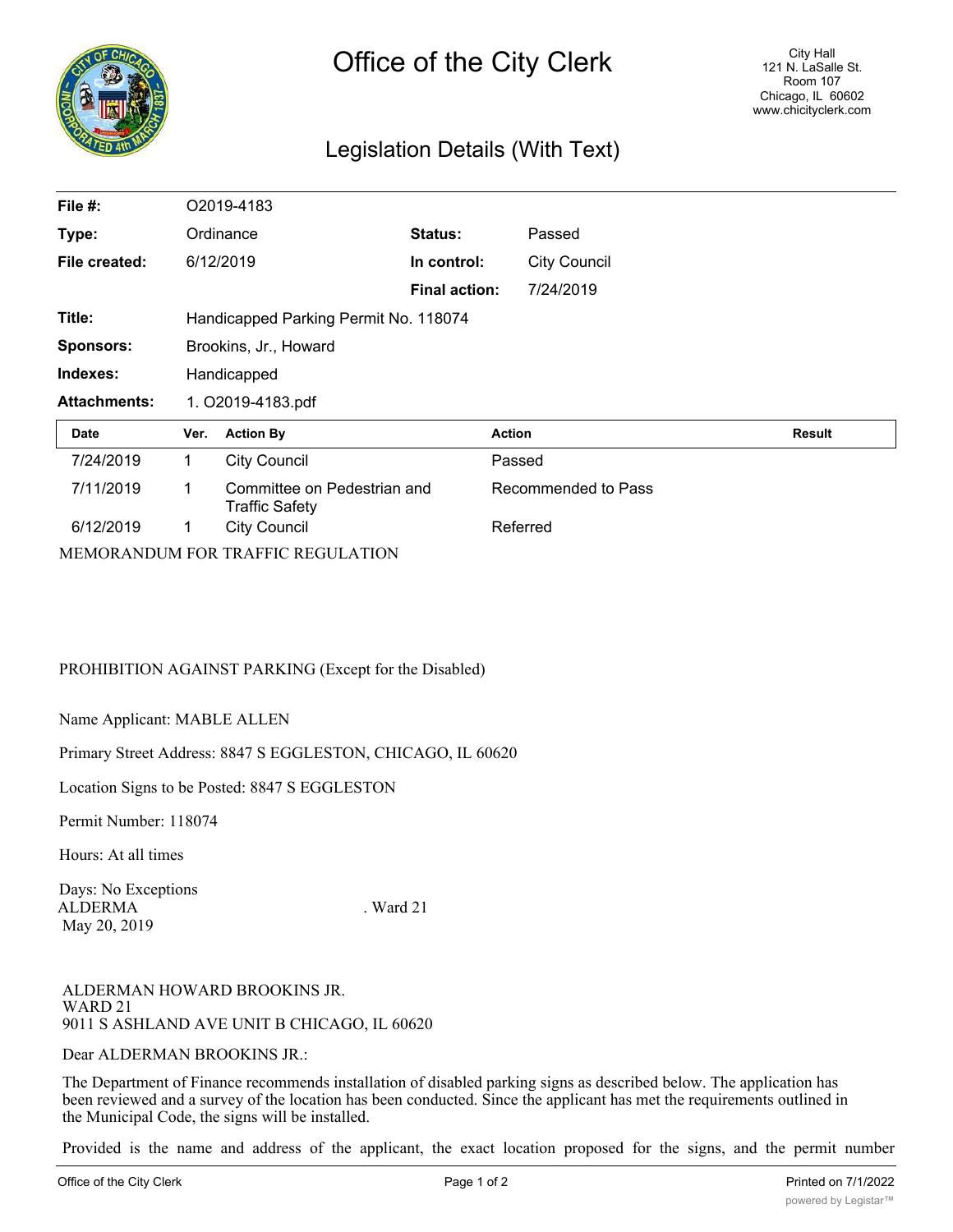# Office of the City Clerk

City Hall
121 N. LaSalle St.
Room 107
Chicago, IL 60602
www.chicityclerk.com

## Legislation Details (With Text)

| | | | |
|---|---|---|---|
| **File #:** | O2019-4183 | | |
| **Type:** | Ordinance | **Status:** | Passed |
| **File created:** | 6/12/2019 | **In control:** | City Council |
| | | **Final action:** | 7/24/2019 |
| **Title:** | Handicapped Parking Permit No. 118074 | | |
| **Sponsors:** | Brookins, Jr., Howard | | |
| **Indexes:** | Handicapped | | |
| **Attachments:** | 1. O2019-4183.pdf | | |

| Date | Ver. | Action By | Action | Result |
|---|---|---|---|---|
| 7/24/2019 | 1 | City Council | Passed | |
| 7/11/2019 | 1 | Committee on Pedestrian and Traffic Safety | Recommended to Pass | |
| 6/12/2019 | 1 | City Council | Referred | |

MEMORANDUM FOR TRAFFIC REGULATION

PROHIBITION AGAINST PARKING (Except for the Disabled)

Name Applicant: MABLE ALLEN

Primary Street Address: 8847 S EGGLESTON, CHICAGO, IL 60620

Location Signs to be Posted: 8847 S EGGLESTON

Permit Number: 118074

Hours: At all times

Days: No Exceptions
ALDERMA . Ward 21
May 20, 2019

ALDERMAN HOWARD BROOKINS JR.
WARD 21
9011 S ASHLAND AVE UNIT B CHICAGO, IL 60620

Dear ALDERMAN BROOKINS JR.:

The Department of Finance recommends installation of disabled parking signs as described below. The application has been reviewed and a survey of the location has been conducted. Since the applicant has met the requirements outlined in the Municipal Code, the signs will be installed.

Provided is the name and address of the applicant, the exact location proposed for the signs, and the permit number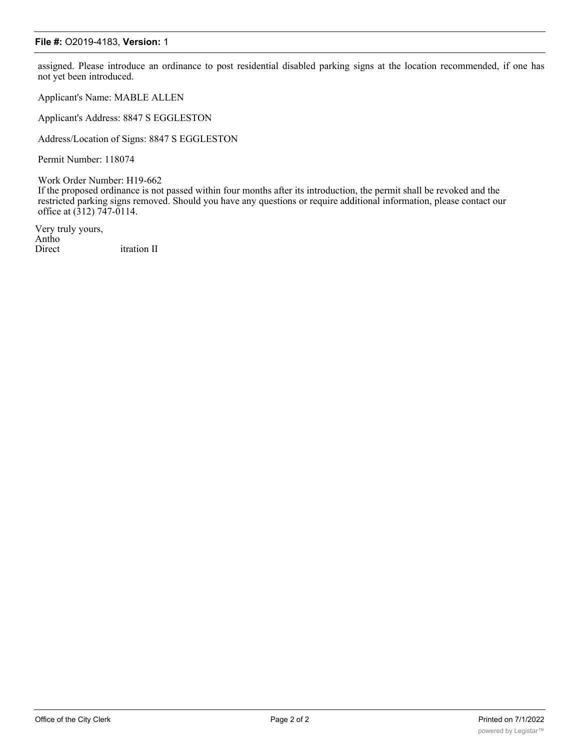assigned. Please introduce an ordinance to post residential disabled parking signs at the location recommended, if one has not yet been introduced.

Applicant's Name: MABLE ALLEN

Applicant's Address: 8847 S EGGLESTON

Address/Location of Signs: 8847 S EGGLESTON

Permit Number: 118074

Work Order Number: H19-662

If the proposed ordinance is not passed within four months after its introduction, the permit shall be revoked and the restricted parking signs removed. Should you have any questions or require additional information, please contact our office at (312) 747-0114.

Very truly yours,
Antho
Direct itration II